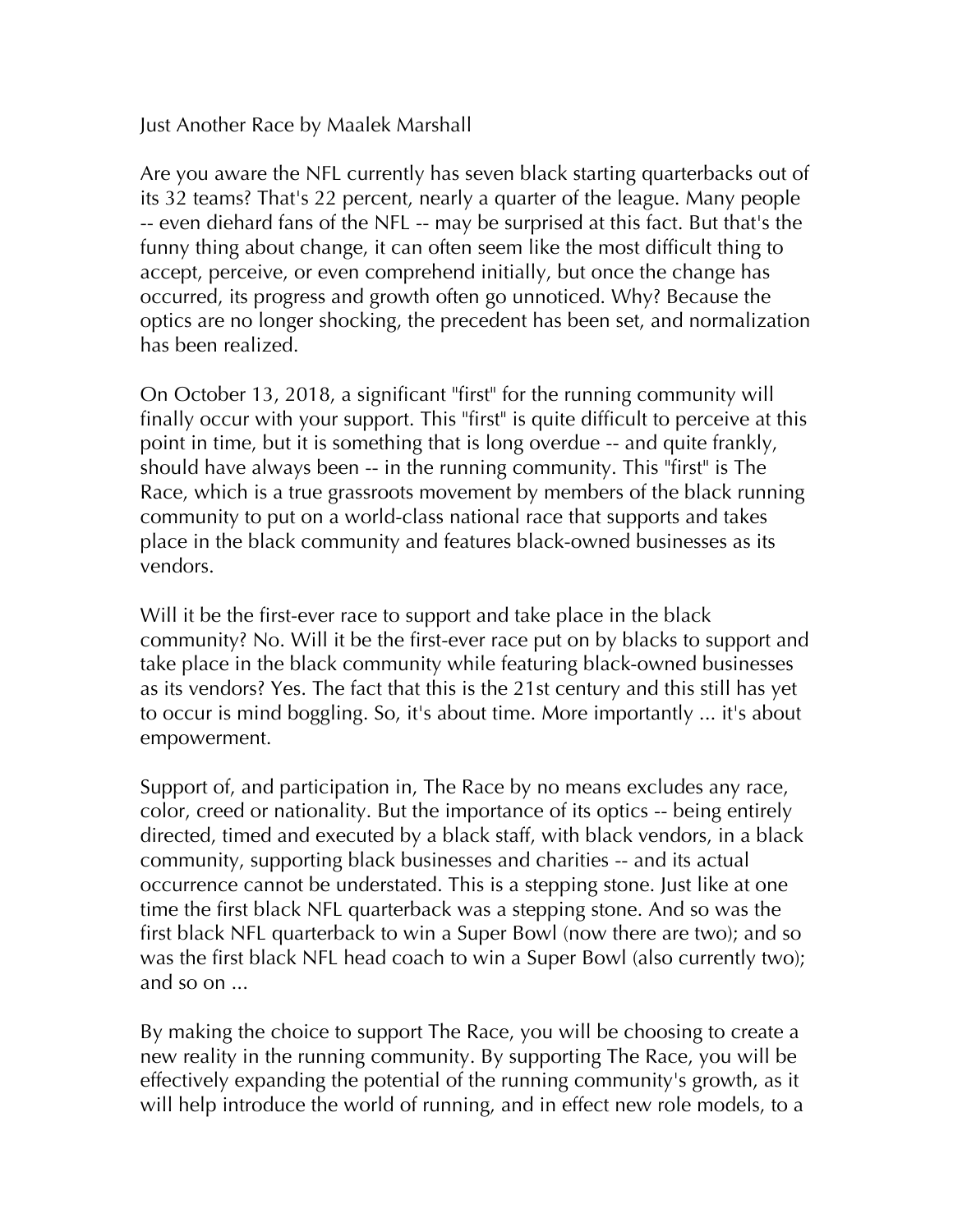Just Another Race by Maalek Marshall

Are you aware the NFL currently has seven black starting quarterbacks out of its 32 teams? That's 22 percent, nearly a quarter of the league. Many people -- even diehard fans of the NFL -- may be surprised at this fact. But that's the funny thing about change, it can often seem like the most difficult thing to accept, perceive, or even comprehend initially, but once the change has occurred, its progress and growth often go unnoticed. Why? Because the optics are no longer shocking, the precedent has been set, and normalization has been realized.

On October 13, 2018, a significant "first" for the running community will finally occur with your support. This "first" is quite difficult to perceive at this point in time, but it is something that is long overdue -- and quite frankly, should have always been -- in the running community. This "first" is The Race, which is a true grassroots movement by members of the black running community to put on a world-class national race that supports and takes place in the black community and features black-owned businesses as its vendors.

Will it be the first-ever race to support and take place in the black community? No. Will it be the first-ever race put on by blacks to support and take place in the black community while featuring black-owned businesses as its vendors? Yes. The fact that this is the 21st century and this still has yet to occur is mind boggling. So, it's about time. More importantly ... it's about empowerment.

Support of, and participation in, The Race by no means excludes any race, color, creed or nationality. But the importance of its optics -- being entirely directed, timed and executed by a black staff, with black vendors, in a black community, supporting black businesses and charities -- and its actual occurrence cannot be understated. This is a stepping stone. Just like at one time the first black NFL quarterback was a stepping stone. And so was the first black NFL quarterback to win a Super Bowl (now there are two); and so was the first black NFL head coach to win a Super Bowl (also currently two); and so on ...

By making the choice to support The Race, you will be choosing to create a new reality in the running community. By supporting The Race, you will be effectively expanding the potential of the running community's growth, as it will help introduce the world of running, and in effect new role models, to a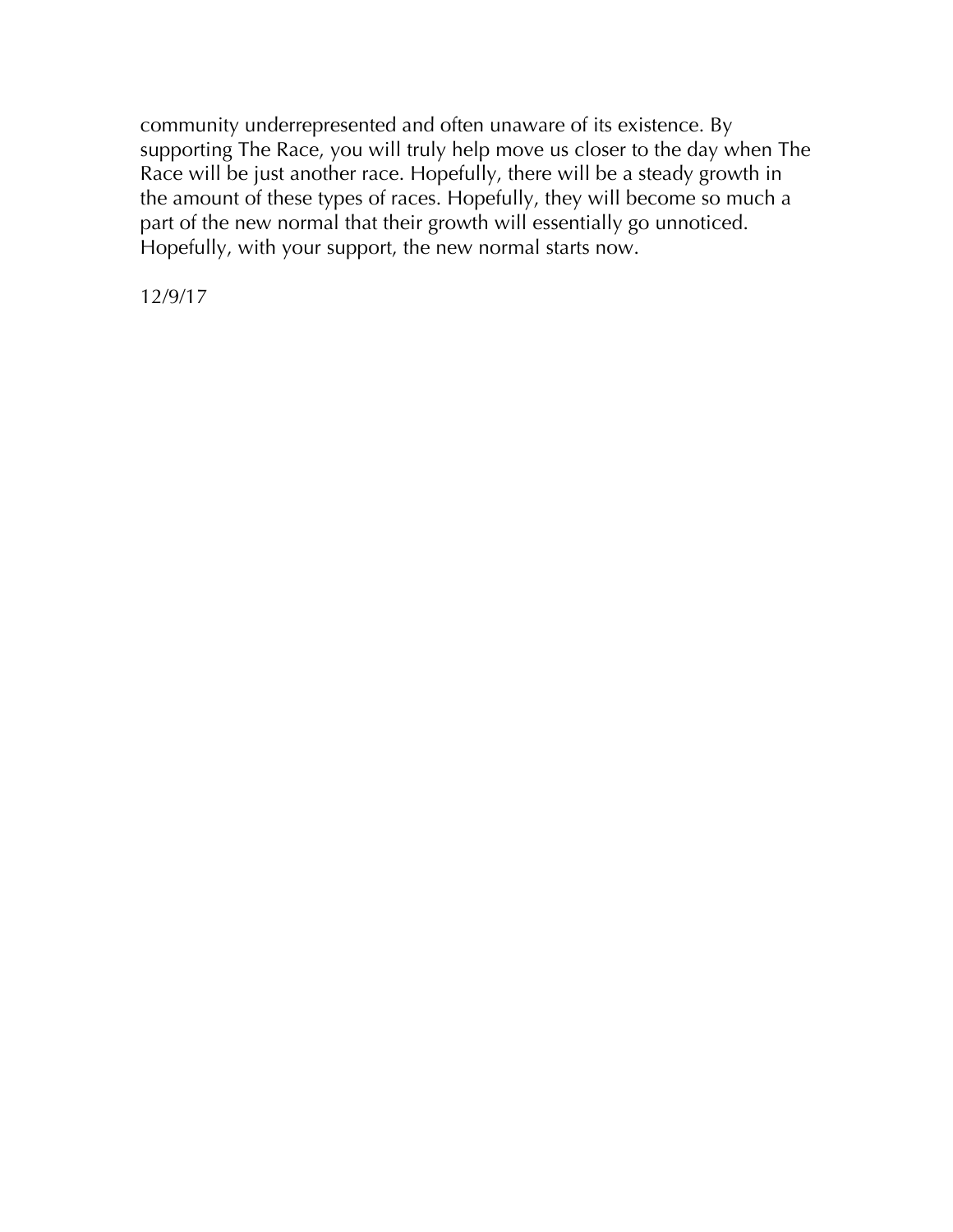community underrepresented and often unaware of its existence. By supporting The Race, you will truly help move us closer to the day when The Race will be just another race. Hopefully, there will be a steady growth in the amount of these types of races. Hopefully, they will become so much a part of the new normal that their growth will essentially go unnoticed. Hopefully, with your support, the new normal starts now.

12/9/17